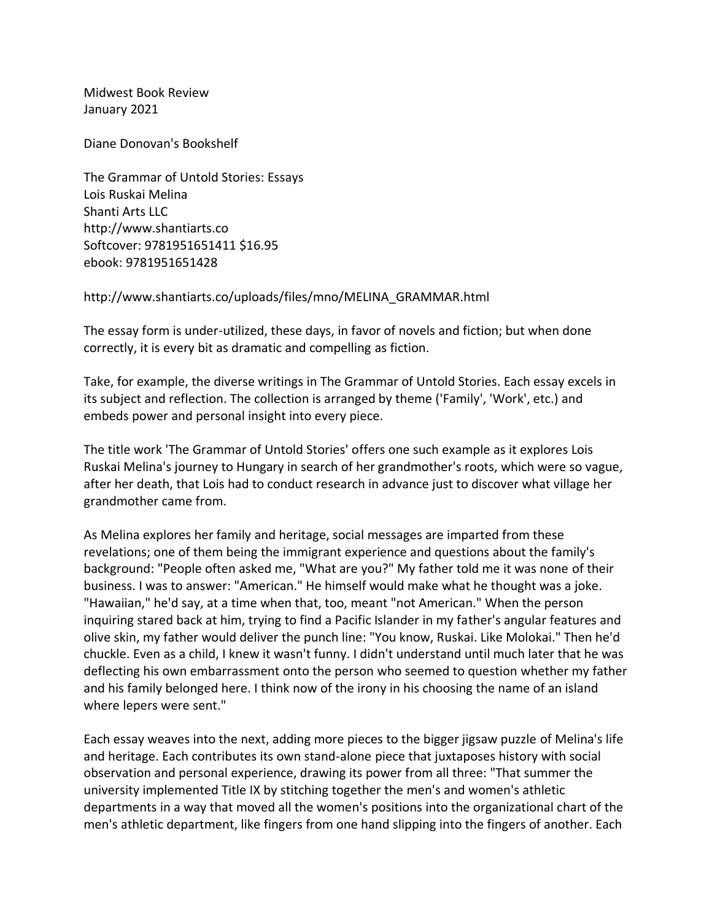Midwest Book Review
January 2021

Diane Donovan's Bookshelf

The Grammar of Untold Stories: Essays
Lois Ruskai Melina
Shanti Arts LLC
http://www.shantiarts.co
Softcover: 9781951651411 $16.95
ebook: 9781951651428

http://www.shantiarts.co/uploads/files/mno/MELINA_GRAMMAR.html

The essay form is under-utilized, these days, in favor of novels and fiction; but when done correctly, it is every bit as dramatic and compelling as fiction.

Take, for example, the diverse writings in The Grammar of Untold Stories. Each essay excels in its subject and reflection. The collection is arranged by theme ('Family', 'Work', etc.) and embeds power and personal insight into every piece.

The title work 'The Grammar of Untold Stories' offers one such example as it explores Lois Ruskai Melina's journey to Hungary in search of her grandmother's roots, which were so vague, after her death, that Lois had to conduct research in advance just to discover what village her grandmother came from.

As Melina explores her family and heritage, social messages are imparted from these revelations; one of them being the immigrant experience and questions about the family's background: "People often asked me, "What are you?" My father told me it was none of their business. I was to answer: "American." He himself would make what he thought was a joke. "Hawaiian," he'd say, at a time when that, too, meant "not American." When the person inquiring stared back at him, trying to find a Pacific Islander in my father's angular features and olive skin, my father would deliver the punch line: "You know, Ruskai. Like Molokai." Then he'd chuckle. Even as a child, I knew it wasn't funny. I didn't understand until much later that he was deflecting his own embarrassment onto the person who seemed to question whether my father and his family belonged here. I think now of the irony in his choosing the name of an island where lepers were sent."

Each essay weaves into the next, adding more pieces to the bigger jigsaw puzzle of Melina's life and heritage. Each contributes its own stand-alone piece that juxtaposes history with social observation and personal experience, drawing its power from all three: "That summer the university implemented Title IX by stitching together the men's and women's athletic departments in a way that moved all the women's positions into the organizational chart of the men's athletic department, like fingers from one hand slipping into the fingers of another. Each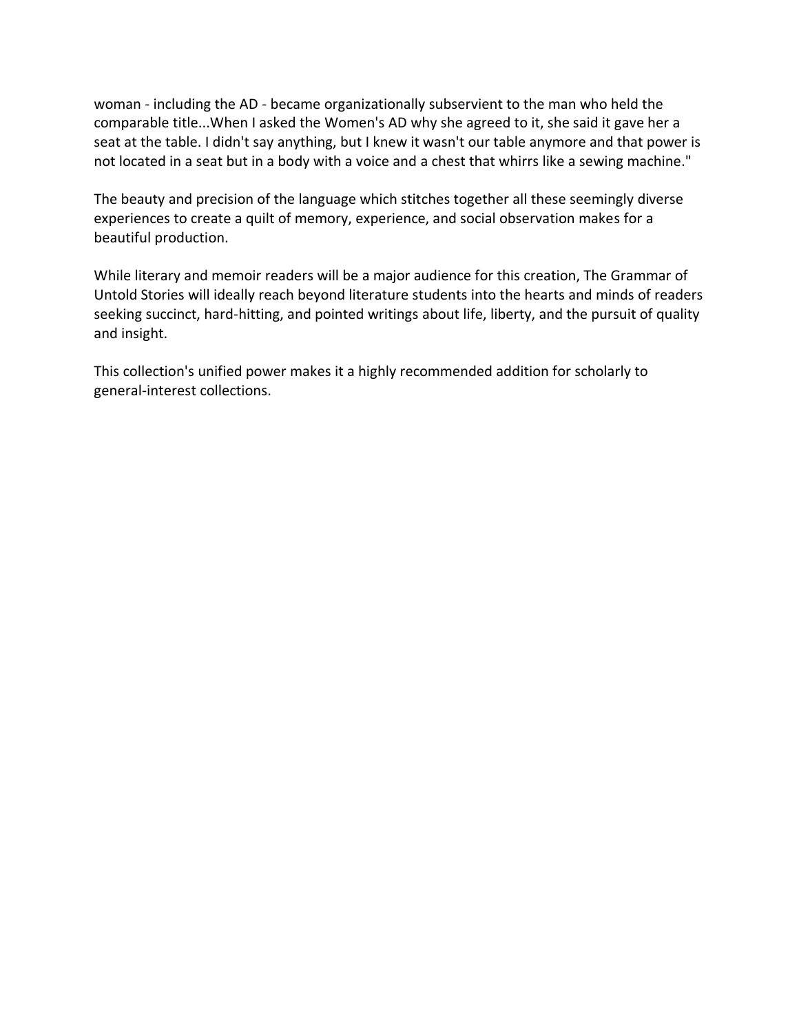woman - including the AD - became organizationally subservient to the man who held the comparable title...When I asked the Women's AD why she agreed to it, she said it gave her a seat at the table. I didn't say anything, but I knew it wasn't our table anymore and that power is not located in a seat but in a body with a voice and a chest that whirrs like a sewing machine."

The beauty and precision of the language which stitches together all these seemingly diverse experiences to create a quilt of memory, experience, and social observation makes for a beautiful production.

While literary and memoir readers will be a major audience for this creation, The Grammar of Untold Stories will ideally reach beyond literature students into the hearts and minds of readers seeking succinct, hard-hitting, and pointed writings about life, liberty, and the pursuit of quality and insight.

This collection's unified power makes it a highly recommended addition for scholarly to general-interest collections.